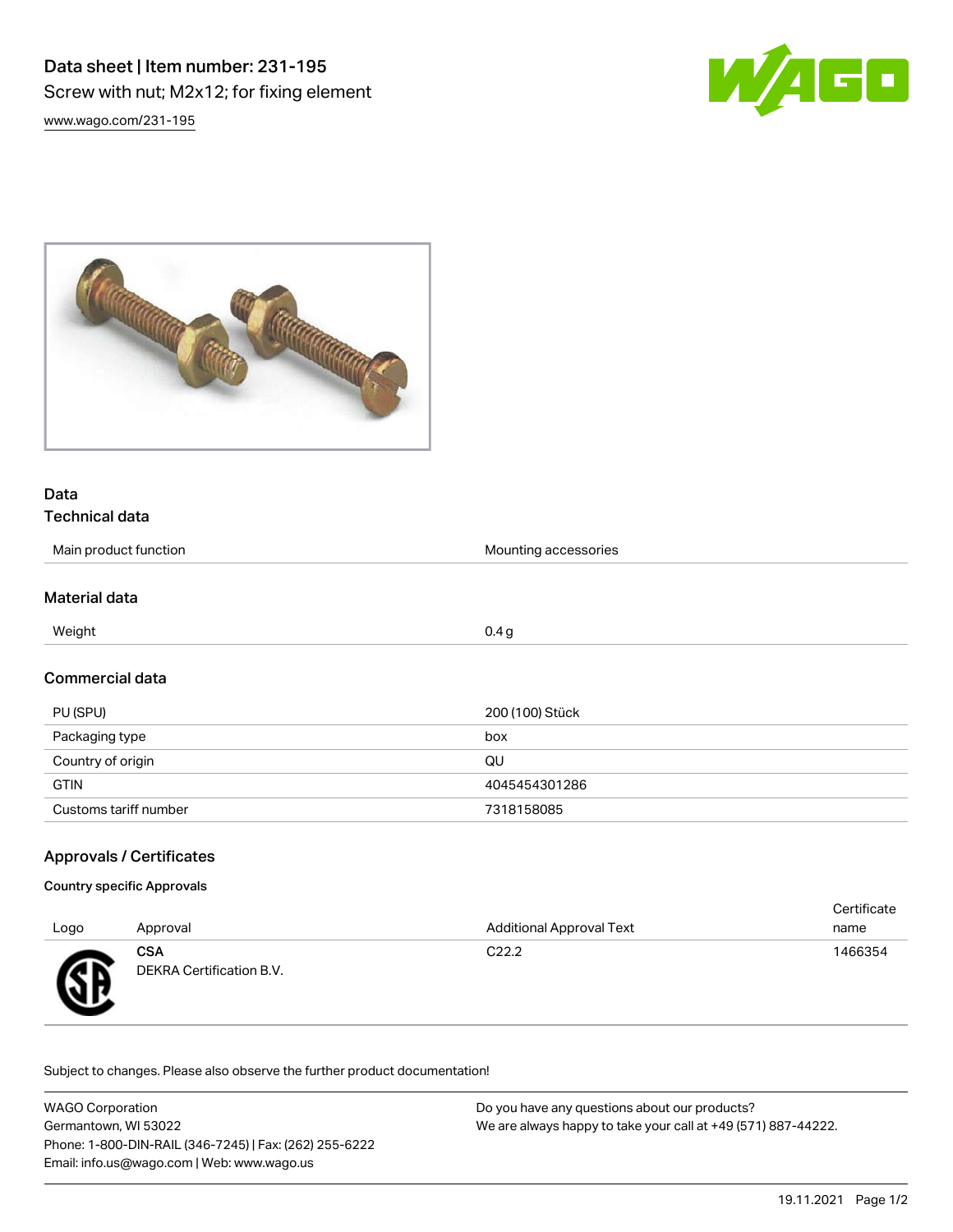# Data sheet | Item number: 231-195

Screw with nut; M2x12; for fixing element

www.wago.com/231-195

## Data

### Technical data

| Main product function | Mounting accessories |
|---|---|

### Material data

| Weight | 0.4 g |
|---|---|

### Commercial data

| PU (SPU) | 200 (100) Stück |
|---|---|
| Packaging type | box |
| Country of origin | QU |
| GTIN | 4045454301286 |
| Customs tariff number | 7318158085 |

## Approvals / Certificates

### Country specific Approvals

| Logo | Approval | Additional Approval Text | Certificate name |
|---|---|---|---|
| | **CSA** DEKRA Certification B.V. | C22.2 | 1466354 |

Subject to changes. Please also observe the further product documentation!

WAGO Corporation
Germantown, WI 53022
Phone: 1-800-DIN-RAIL (346-7245) | Fax: (262) 255-6222
Email: info.us@wago.com | Web: www.wago.us

Do you have any questions about our products?
We are always happy to take your call at +49 (571) 887-44222.

19.11.2021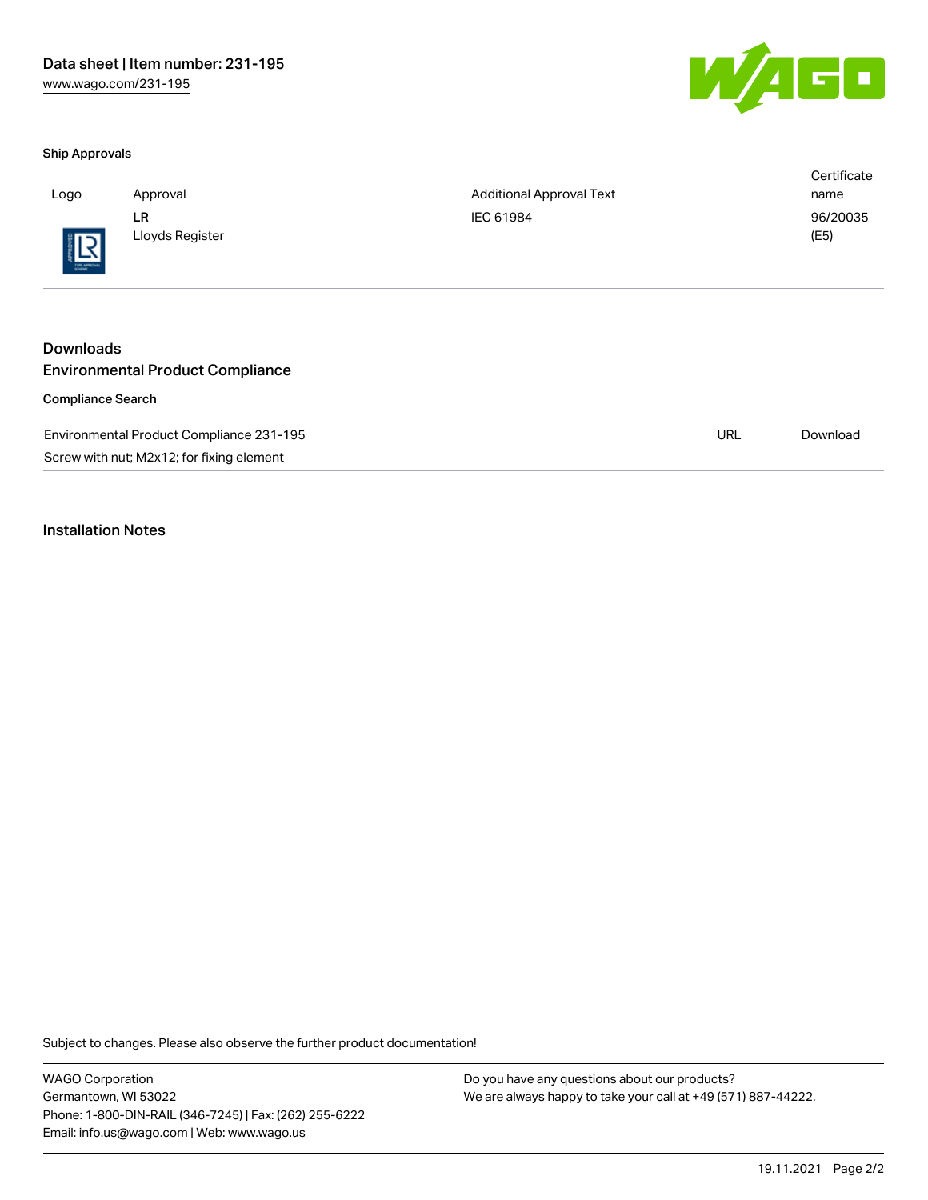### Ship Approvals

| Logo | Approval | Additional Approval Text | Certificate name |
| --- | --- | --- | --- |
| | **LR** Lloyds Register | IEC 61984 | 96/20035 (E5) |

## Downloads

### Environmental Product Compliance

#### Compliance Search

| | | |
| --- | --- | --- |
| Environmental Product Compliance 231-195 Screw with nut; M2x12; for fixing element | URL | Download |

## Installation Notes

Subject to changes. Please also observe the further product documentation!

WAGO Corporation
Germantown, WI 53022
Phone: 1-800-DIN-RAIL (346-7245) | Fax: (262) 255-6222
Email: info.us@wago.com | Web: www.wago.us

Do you have any questions about our products?
We are always happy to take your call at +49 (571) 887-44222.